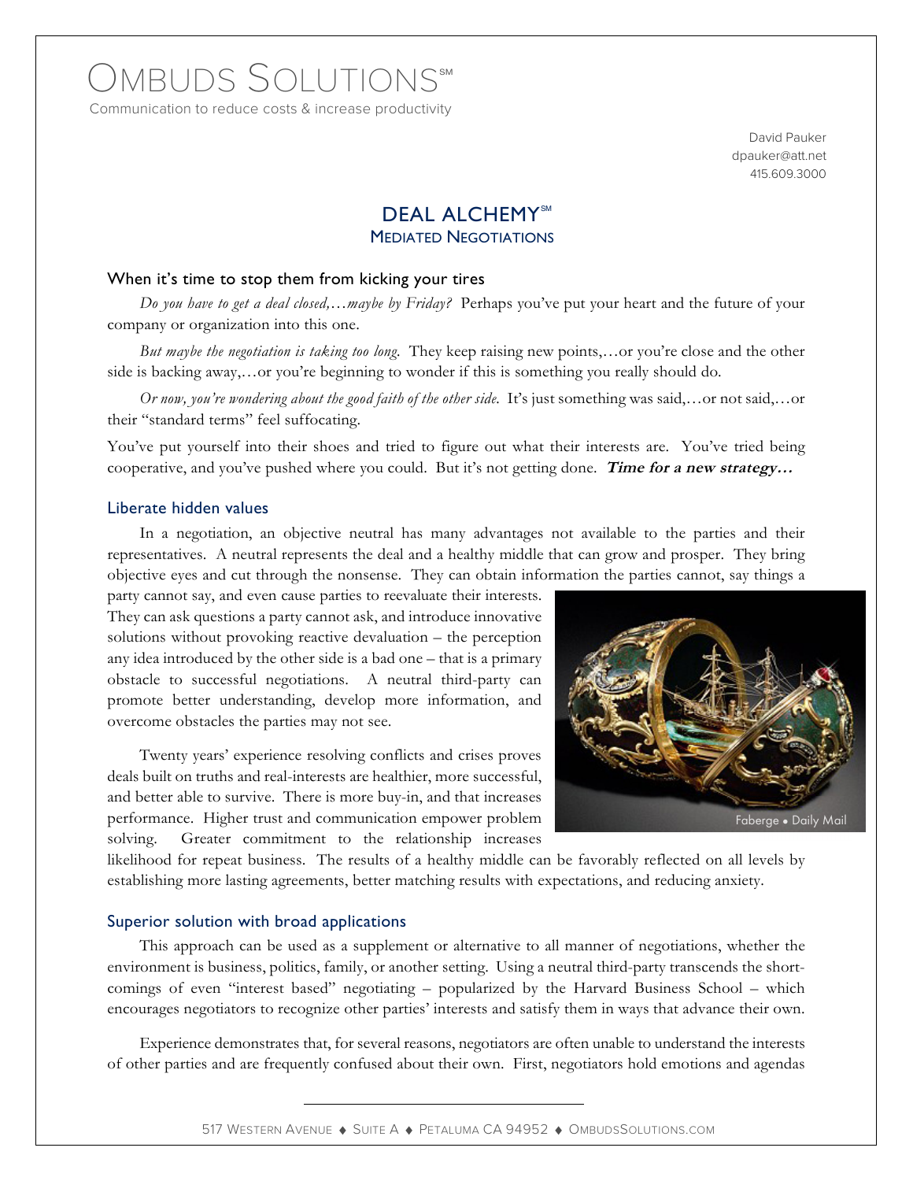# OMBUDS SOLUTIONS℠

Communication to reduce costs & increase productivity

David Pauker
dpauker@att.net
415.609.3000

## DEAL ALCHEMY℠
### MEDIATED NEGOTIATIONS

### When it's time to stop them from kicking your tires

*Do you have to get a deal closed,…maybe by Friday?* Perhaps you've put your heart and the future of your company or organization into this one.

*But maybe the negotiation is taking too long.* They keep raising new points,…or you're close and the other side is backing away,…or you're beginning to wonder if this is something you really should do.

*Or now, you're wondering about the good faith of the other side.* It's just something was said,…or not said,…or their "standard terms" feel suffocating.

You've put yourself into their shoes and tried to figure out what their interests are. You've tried being cooperative, and you've pushed where you could. But it's not getting done. ***Time for a new strategy…***

### Liberate hidden values

In a negotiation, an objective neutral has many advantages not available to the parties and their representatives. A neutral represents the deal and a healthy middle that can grow and prosper. They bring objective eyes and cut through the nonsense. They can obtain information the parties cannot, say things a party cannot say, and even cause parties to reevaluate their interests. They can ask questions a party cannot ask, and introduce innovative solutions without provoking reactive devaluation – the perception any idea introduced by the other side is a bad one – that is a primary obstacle to successful negotiations. A neutral third-party can promote better understanding, develop more information, and overcome obstacles the parties may not see.

Faberge • Daily Mail

Twenty years' experience resolving conflicts and crises proves deals built on truths and real-interests are healthier, more successful, and better able to survive. There is more buy-in, and that increases performance. Higher trust and communication empower problem solving. Greater commitment to the relationship increases likelihood for repeat business. The results of a healthy middle can be favorably reflected on all levels by establishing more lasting agreements, better matching results with expectations, and reducing anxiety.

### Superior solution with broad applications

This approach can be used as a supplement or alternative to all manner of negotiations, whether the environment is business, politics, family, or another setting. Using a neutral third-party transcends the shortcomings of even "interest based" negotiating – popularized by the Harvard Business School – which encourages negotiators to recognize other parties' interests and satisfy them in ways that advance their own.

Experience demonstrates that, for several reasons, negotiators are often unable to understand the interests of other parties and are frequently confused about their own. First, negotiators hold emotions and agendas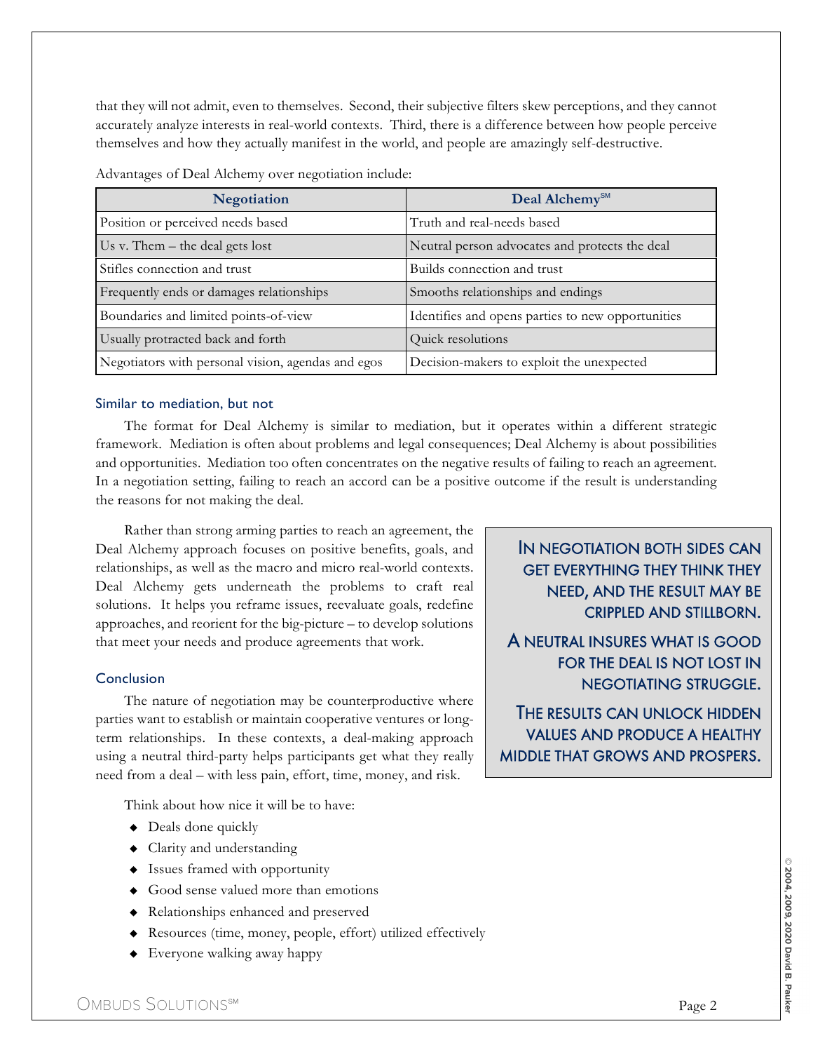that they will not admit, even to themselves. Second, their subjective filters skew perceptions, and they cannot accurately analyze interests in real-world contexts. Third, there is a difference between how people perceive themselves and how they actually manifest in the world, and people are amazingly self-destructive.

Advantages of Deal Alchemy over negotiation include:

| Negotiation | Deal Alchemy℠ |
|---|---|
| Position or perceived needs based | Truth and real-needs based |
| Us v. Them – the deal gets lost | Neutral person advocates and protects the deal |
| Stifles connection and trust | Builds connection and trust |
| Frequently ends or damages relationships | Smooths relationships and endings |
| Boundaries and limited points-of-view | Identifies and opens parties to new opportunities |
| Usually protracted back and forth | Quick resolutions |
| Negotiators with personal vision, agendas and egos | Decision-makers to exploit the unexpected |

## Similar to mediation, but not

The format for Deal Alchemy is similar to mediation, but it operates within a different strategic framework. Mediation is often about problems and legal consequences; Deal Alchemy is about possibilities and opportunities. Mediation too often concentrates on the negative results of failing to reach an agreement. In a negotiation setting, failing to reach an accord can be a positive outcome if the result is understanding the reasons for not making the deal.

Rather than strong arming parties to reach an agreement, the Deal Alchemy approach focuses on positive benefits, goals, and relationships, as well as the macro and micro real-world contexts. Deal Alchemy gets underneath the problems to craft real solutions. It helps you reframe issues, reevaluate goals, redefine approaches, and reorient for the big-picture – to develop solutions that meet your needs and produce agreements that work.

> IN NEGOTIATION BOTH SIDES CAN GET EVERYTHING THEY THINK THEY NEED, AND THE RESULT MAY BE CRIPPLED AND STILLBORN.
>
> A NEUTRAL INSURES WHAT IS GOOD FOR THE DEAL IS NOT LOST IN NEGOTIATING STRUGGLE.
>
> THE RESULTS CAN UNLOCK HIDDEN VALUES AND PRODUCE A HEALTHY MIDDLE THAT GROWS AND PROSPERS.

## Conclusion

The nature of negotiation may be counterproductive where parties want to establish or maintain cooperative ventures or long-term relationships. In these contexts, a deal-making approach using a neutral third-party helps participants get what they really need from a deal – with less pain, effort, time, money, and risk.

Think about how nice it will be to have:

- Deals done quickly
- Clarity and understanding
- Issues framed with opportunity
- Good sense valued more than emotions
- Relationships enhanced and preserved
- Resources (time, money, people, effort) utilized effectively
- Everyone walking away happy

© 2004, 2009, 2020 David B. Pauker